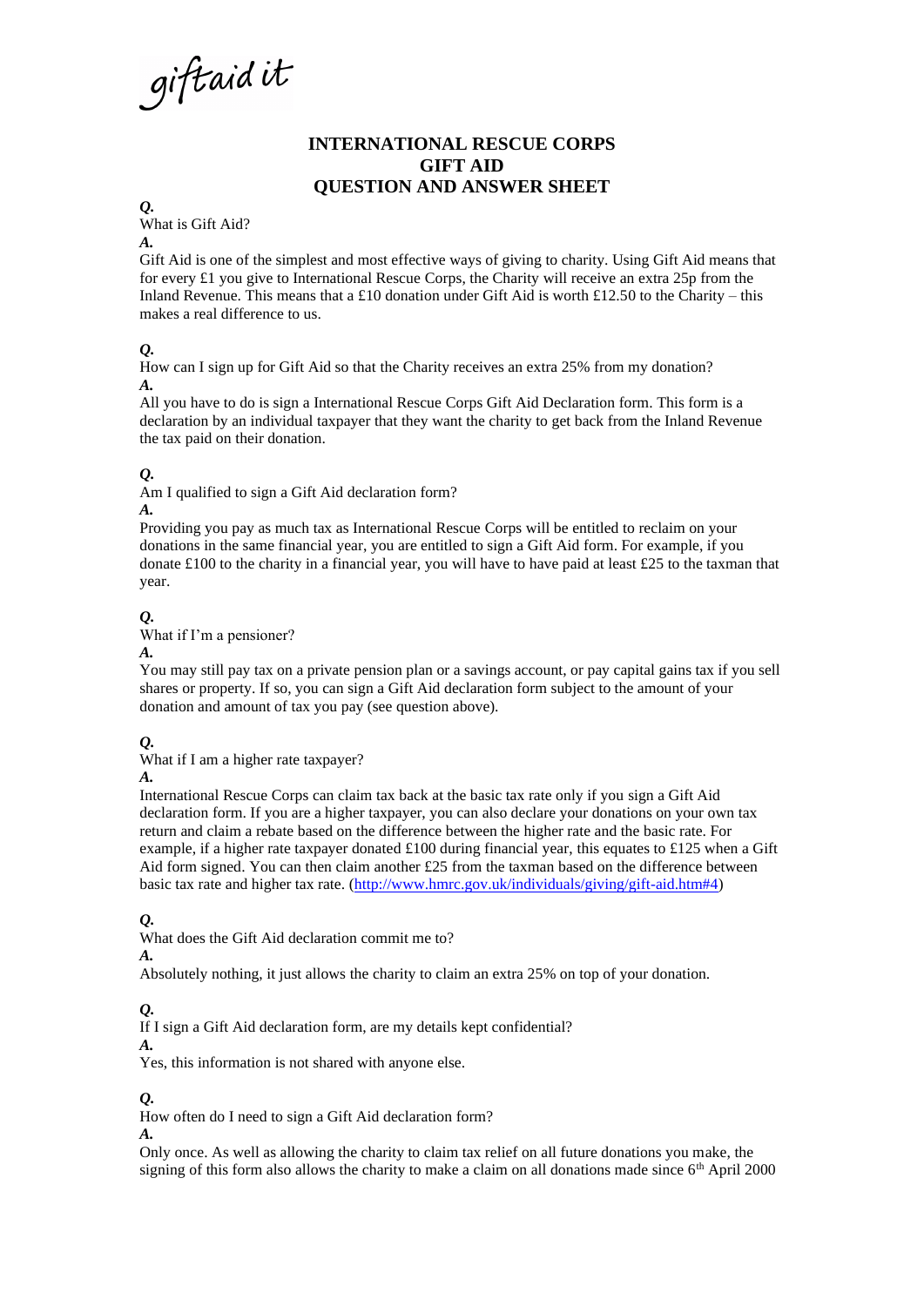giftaid it

# INTERNATIONAL RESCUE CORPS
# GIFT AID
# QUESTION AND ANSWER SHEET

***Q.***

What is Gift Aid?

***A.***

Gift Aid is one of the simplest and most effective ways of giving to charity. Using Gift Aid means that for every £1 you give to International Rescue Corps, the Charity will receive an extra 25p from the Inland Revenue. This means that a £10 donation under Gift Aid is worth £12.50 to the Charity – this makes a real difference to us.

***Q.***

How can I sign up for Gift Aid so that the Charity receives an extra 25% from my donation?

***A.***

All you have to do is sign a International Rescue Corps Gift Aid Declaration form. This form is a declaration by an individual taxpayer that they want the charity to get back from the Inland Revenue the tax paid on their donation.

***Q.***

Am I qualified to sign a Gift Aid declaration form?

***A.***

Providing you pay as much tax as International Rescue Corps will be entitled to reclaim on your donations in the same financial year, you are entitled to sign a Gift Aid form. For example, if you donate £100 to the charity in a financial year, you will have to have paid at least £25 to the taxman that year.

***Q.***

What if I'm a pensioner?

***A.***

You may still pay tax on a private pension plan or a savings account, or pay capital gains tax if you sell shares or property. If so, you can sign a Gift Aid declaration form subject to the amount of your donation and amount of tax you pay (see question above).

***Q.***

What if I am a higher rate taxpayer?

***A.***

International Rescue Corps can claim tax back at the basic tax rate only if you sign a Gift Aid declaration form. If you are a higher taxpayer, you can also declare your donations on your own tax return and claim a rebate based on the difference between the higher rate and the basic rate. For example, if a higher rate taxpayer donated £100 during financial year, this equates to £125 when a Gift Aid form signed. You can then claim another £25 from the taxman based on the difference between basic tax rate and higher tax rate. (http://www.hmrc.gov.uk/individuals/giving/gift-aid.htm#4)

***Q.***

What does the Gift Aid declaration commit me to?

***A.***

Absolutely nothing, it just allows the charity to claim an extra 25% on top of your donation.

***Q.***

If I sign a Gift Aid declaration form, are my details kept confidential?

***A.***

Yes, this information is not shared with anyone else.

***Q.***

How often do I need to sign a Gift Aid declaration form?

***A.***

Only once. As well as allowing the charity to claim tax relief on all future donations you make, the signing of this form also allows the charity to make a claim on all donations made since 6th April 2000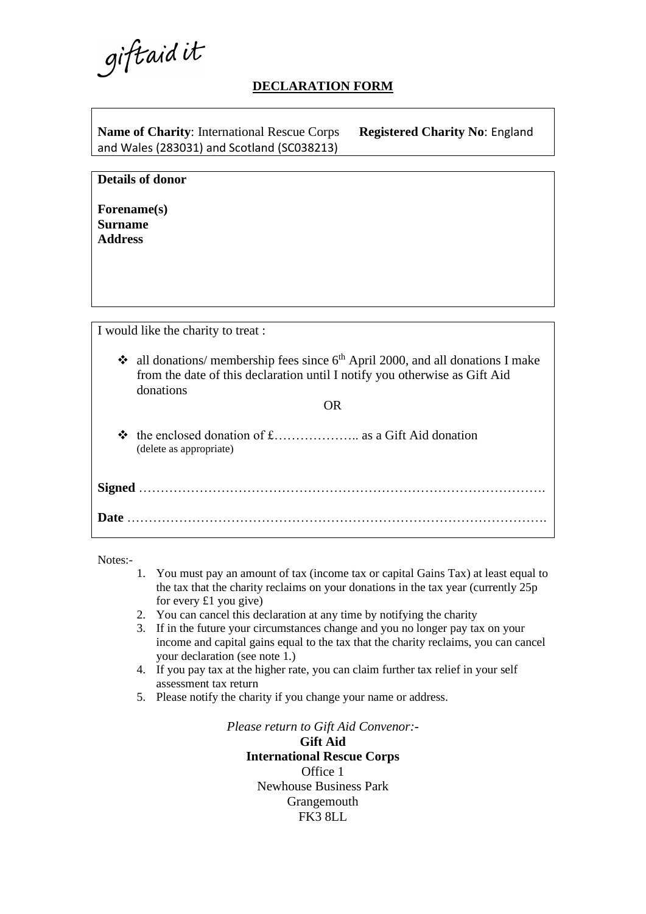giftaid it

# DECLARATION FORM

**Name of Charity**: International Rescue Corps **Registered Charity No**: England and Wales (283031) and Scotland (SC038213)

**Details of donor**

**Forename(s)**
**Surname**
**Address**

I would like the charity to treat :

- all donations/ membership fees since 6th April 2000, and all donations I make from the date of this declaration until I notify you otherwise as Gift Aid donations

OR

- the enclosed donation of £……………….. as a Gift Aid donation
(delete as appropriate)

**Signed** …………………………………………………………………………………….

**Date** ……………………………………………………………………………………….

Notes:-

1. You must pay an amount of tax (income tax or capital Gains Tax) at least equal to the tax that the charity reclaims on your donations in the tax year (currently 25p for every £1 you give)
2. You can cancel this declaration at any time by notifying the charity
3. If in the future your circumstances change and you no longer pay tax on your income and capital gains equal to the tax that the charity reclaims, you can cancel your declaration (see note 1.)
4. If you pay tax at the higher rate, you can claim further tax relief in your self assessment tax return
5. Please notify the charity if you change your name or address.

*Please return to Gift Aid Convenor:-*
**Gift Aid**
**International Rescue Corps**
Office 1
Newhouse Business Park
Grangemouth
FK3 8LL